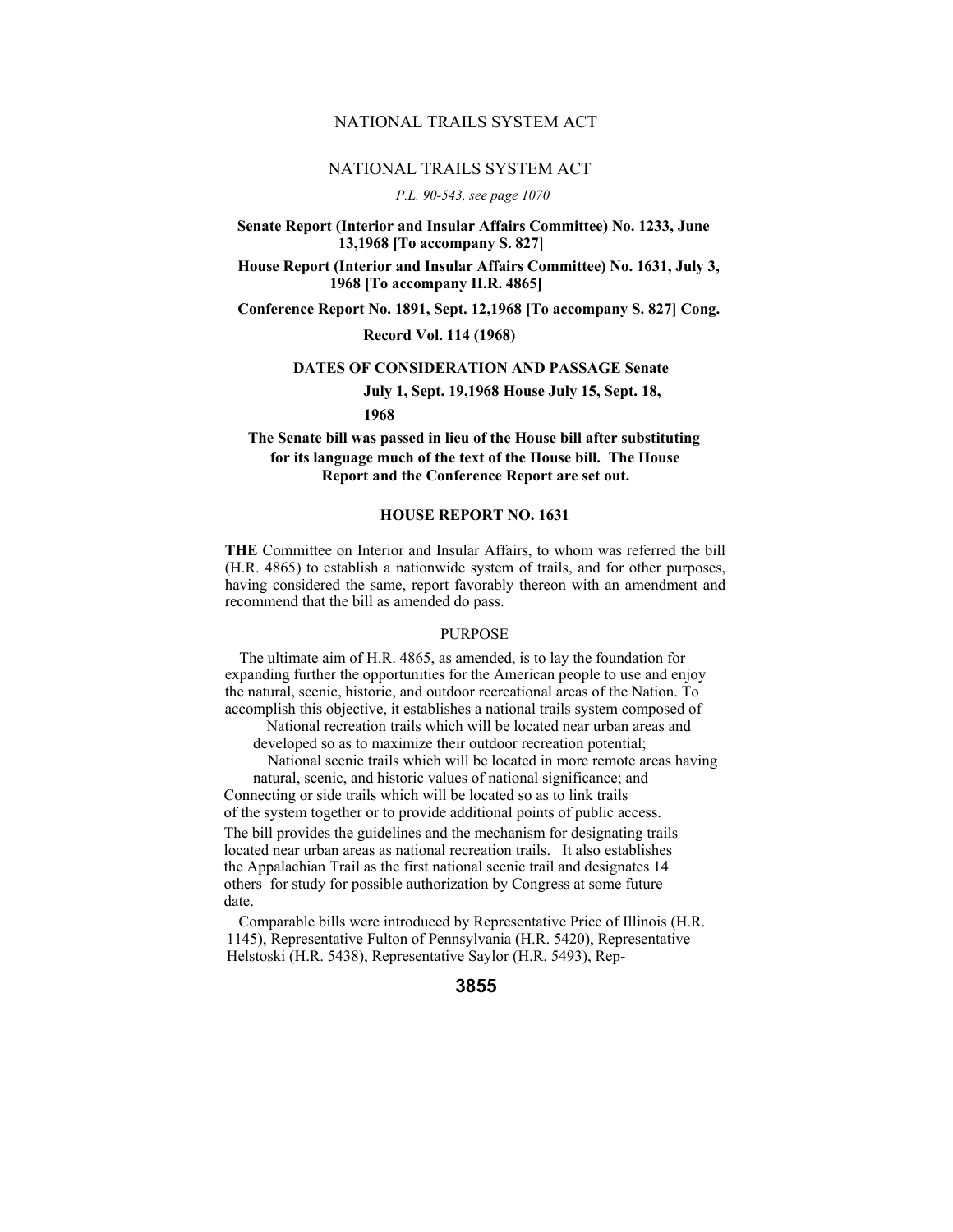# NATIONAL TRAILS SYSTEM ACT

## NATIONAL TRAILS SYSTEM ACT

*P.L. 90-543, see page 1070*

**Senate Report (Interior and Insular Affairs Committee) No. 1233, June 13,1968 [To accompany S. 827]**

**House Report (Interior and Insular Affairs Committee) No. 1631, July 3, 1968 [To accompany H.R. 4865]**

**Conference Report No. 1891, Sept. 12,1968 [To accompany S. 827] Cong. Record Vol. 114 (1968)**

**DATES OF CONSIDERATION AND PASSAGE Senate July 1, Sept. 19,1968 House July 15, Sept. 18, 1968**

**The Senate bill was passed in lieu of the House bill after substituting for its language much of the text of the House bill. The House Report and the Conference Report are set out.**

### HOUSE REPORT NO. 1631

**THE** Committee on Interior and Insular Affairs, to whom was referred the bill (H.R. 4865) to establish a nationwide system of trails, and for other purposes, having considered the same, report favorably thereon with an amendment and recommend that the bill as amended do pass.

#### PURPOSE

The ultimate aim of H.R. 4865, as amended, is to lay the foundation for expanding further the opportunities for the American people to use and enjoy the natural, scenic, historic, and outdoor recreational areas of the Nation. To accomplish this objective, it establishes a national trails system composed of—

National recreation trails which will be located near urban areas and developed so as to maximize their outdoor recreation potential;

National scenic trails which will be located in more remote areas having natural, scenic, and historic values of national significance; and

Connecting or side trails which will be located so as to link trails of the system together or to provide additional points of public access.

The bill provides the guidelines and the mechanism for designating trails located near urban areas as national recreation trails. It also establishes the Appalachian Trail as the first national scenic trail and designates 14 others for study for possible authorization by Congress at some future date.

Comparable bills were introduced by Representative Price of Illinois (H.R. 1145), Representative Fulton of Pennsylvania (H.R. 5420), Representative Helstoski (H.R. 5438), Representative Saylor (H.R. 5493), Rep-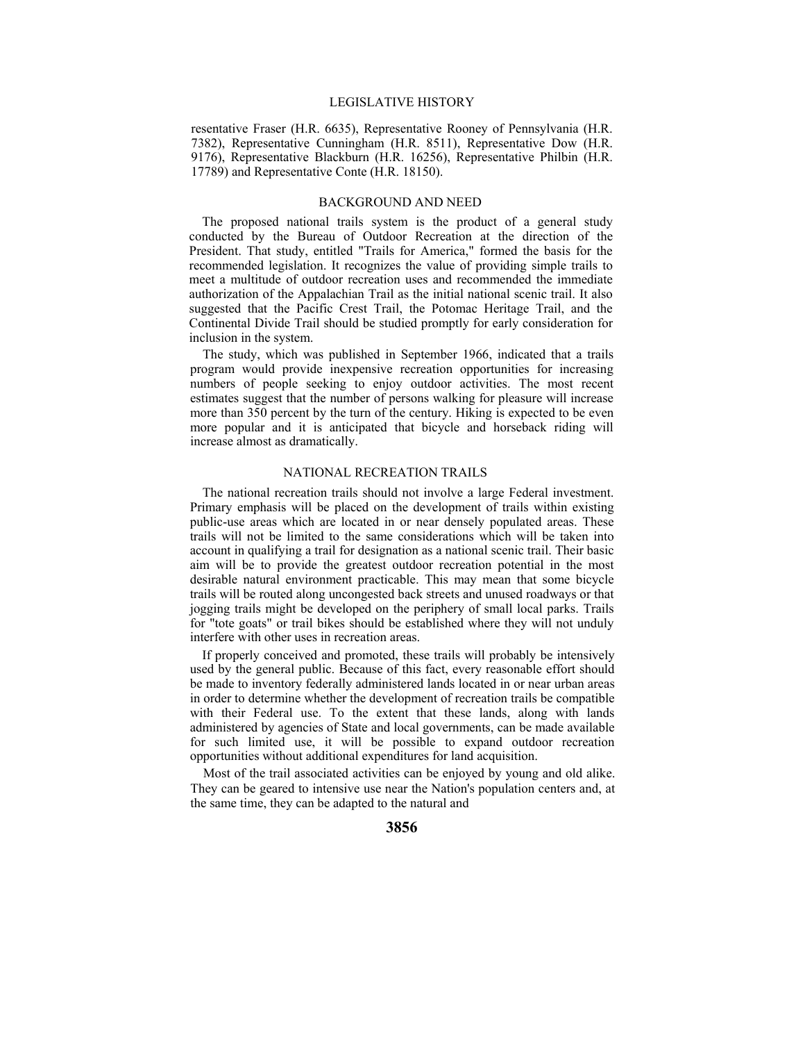resentative Fraser (H.R. 6635), Representative Rooney of Pennsylvania (H.R. 7382), Representative Cunningham (H.R. 8511), Representative Dow (H.R. 9176), Representative Blackburn (H.R. 16256), Representative Philbin (H.R. 17789) and Representative Conte (H.R. 18150).

## BACKGROUND AND NEED

The proposed national trails system is the product of a general study conducted by the Bureau of Outdoor Recreation at the direction of the President. That study, entitled "Trails for America," formed the basis for the recommended legislation. It recognizes the value of providing simple trails to meet a multitude of outdoor recreation uses and recommended the immediate authorization of the Appalachian Trail as the initial national scenic trail. It also suggested that the Pacific Crest Trail, the Potomac Heritage Trail, and the Continental Divide Trail should be studied promptly for early consideration for inclusion in the system.

The study, which was published in September 1966, indicated that a trails program would provide inexpensive recreation opportunities for increasing numbers of people seeking to enjoy outdoor activities. The most recent estimates suggest that the number of persons walking for pleasure will increase more than 350 percent by the turn of the century. Hiking is expected to be even more popular and it is anticipated that bicycle and horseback riding will increase almost as dramatically.

## NATIONAL RECREATION TRAILS

The national recreation trails should not involve a large Federal investment. Primary emphasis will be placed on the development of trails within existing public-use areas which are located in or near densely populated areas. These trails will not be limited to the same considerations which will be taken into account in qualifying a trail for designation as a national scenic trail. Their basic aim will be to provide the greatest outdoor recreation potential in the most desirable natural environment practicable. This may mean that some bicycle trails will be routed along uncongested back streets and unused roadways or that jogging trails might be developed on the periphery of small local parks. Trails for "tote goats" or trail bikes should be established where they will not unduly interfere with other uses in recreation areas.

If properly conceived and promoted, these trails will probably be intensively used by the general public. Because of this fact, every reasonable effort should be made to inventory federally administered lands located in or near urban areas in order to determine whether the development of recreation trails be compatible with their Federal use. To the extent that these lands, along with lands administered by agencies of State and local governments, can be made available for such limited use, it will be possible to expand outdoor recreation opportunities without additional expenditures for land acquisition.

Most of the trail associated activities can be enjoyed by young and old alike. They can be geared to intensive use near the Nation's population centers and, at the same time, they can be adapted to the natural and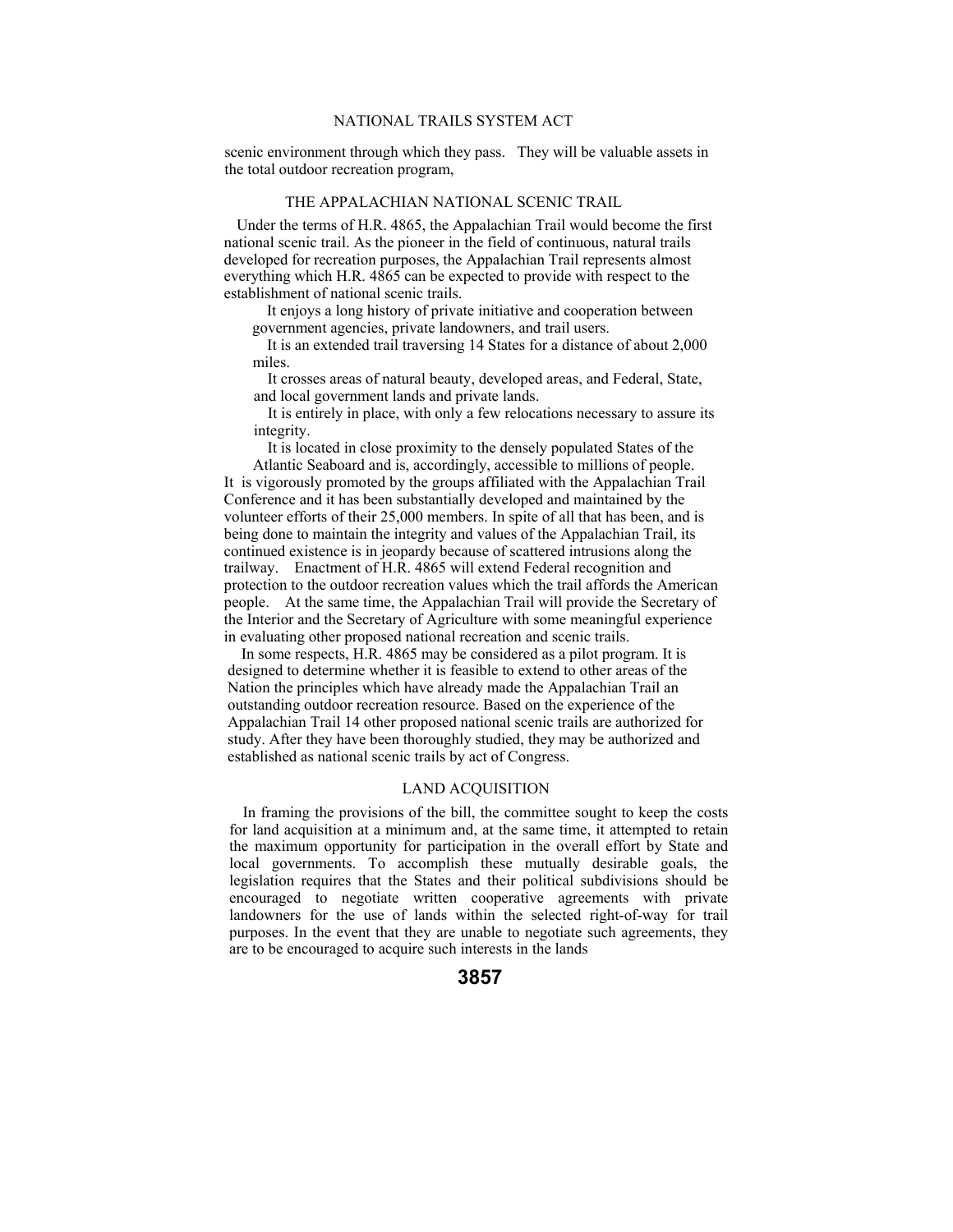scenic environment through which they pass. They will be valuable assets in the total outdoor recreation program,

## THE APPALACHIAN NATIONAL SCENIC TRAIL

Under the terms of H.R. 4865, the Appalachian Trail would become the first national scenic trail. As the pioneer in the field of continuous, natural trails developed for recreation purposes, the Appalachian Trail represents almost everything which H.R. 4865 can be expected to provide with respect to the establishment of national scenic trails.

It enjoys a long history of private initiative and cooperation between government agencies, private landowners, and trail users.

It is an extended trail traversing 14 States for a distance of about 2,000 miles.

It crosses areas of natural beauty, developed areas, and Federal, State, and local government lands and private lands.

It is entirely in place, with only a few relocations necessary to assure its integrity.

It is located in close proximity to the densely populated States of the Atlantic Seaboard and is, accordingly, accessible to millions of people.

It is vigorously promoted by the groups affiliated with the Appalachian Trail Conference and it has been substantially developed and maintained by the volunteer efforts of their 25,000 members. In spite of all that has been, and is being done to maintain the integrity and values of the Appalachian Trail, its continued existence is in jeopardy because of scattered intrusions along the trailway. Enactment of H.R. 4865 will extend Federal recognition and protection to the outdoor recreation values which the trail affords the American people. At the same time, the Appalachian Trail will provide the Secretary of the Interior and the Secretary of Agriculture with some meaningful experience in evaluating other proposed national recreation and scenic trails.

In some respects, H.R. 4865 may be considered as a pilot program. It is designed to determine whether it is feasible to extend to other areas of the Nation the principles which have already made the Appalachian Trail an outstanding outdoor recreation resource. Based on the experience of the Appalachian Trail 14 other proposed national scenic trails are authorized for study. After they have been thoroughly studied, they may be authorized and established as national scenic trails by act of Congress.

## LAND ACQUISITION

In framing the provisions of the bill, the committee sought to keep the costs for land acquisition at a minimum and, at the same time, it attempted to retain the maximum opportunity for participation in the overall effort by State and local governments. To accomplish these mutually desirable goals, the legislation requires that the States and their political subdivisions should be encouraged to negotiate written cooperative agreements with private landowners for the use of lands within the selected right-of-way for trail purposes. In the event that they are unable to negotiate such agreements, they are to be encouraged to acquire such interests in the lands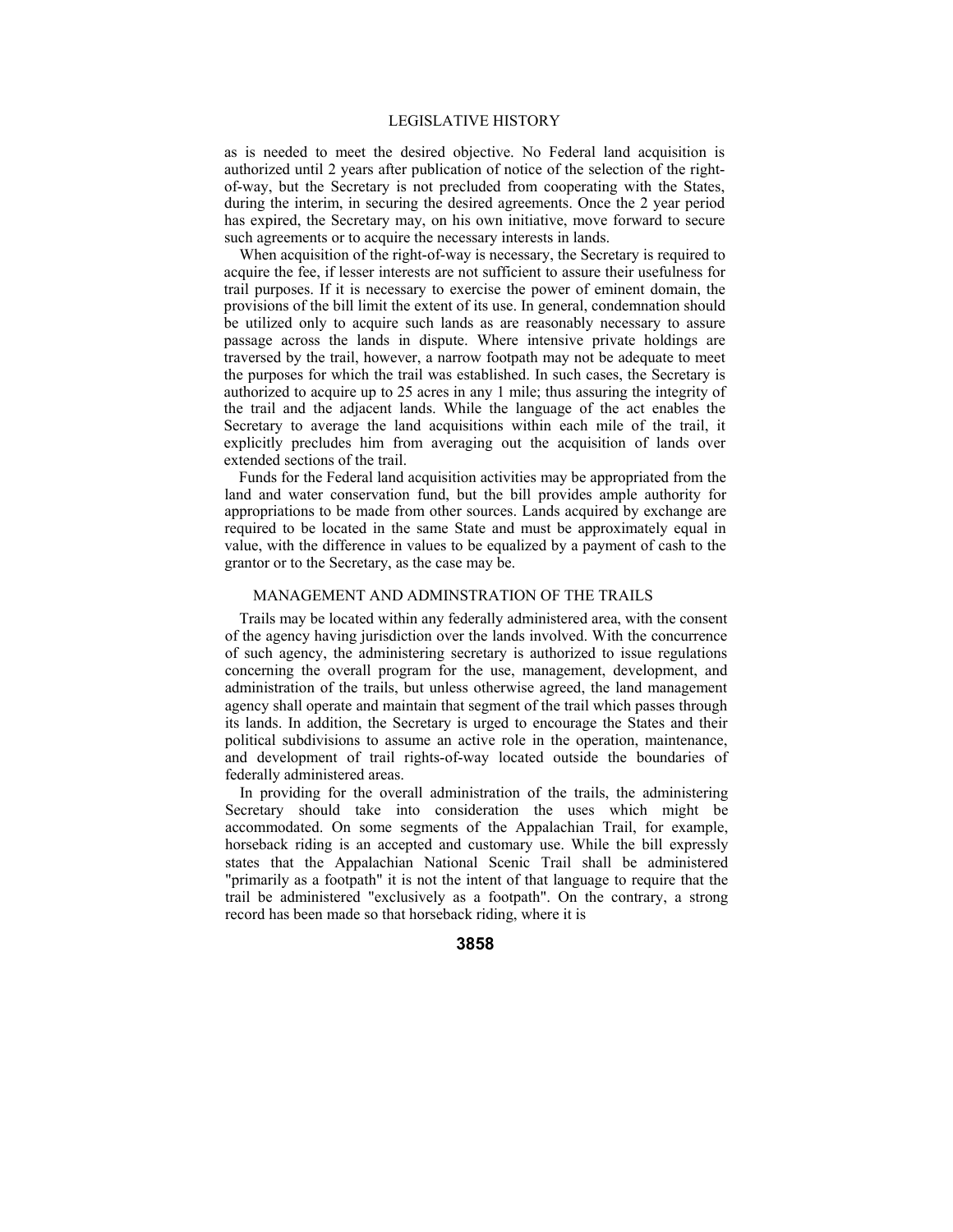as is needed to meet the desired objective. No Federal land acquisition is authorized until 2 years after publication of notice of the selection of the right-of-way, but the Secretary is not precluded from cooperating with the States, during the interim, in securing the desired agreements. Once the 2 year period has expired, the Secretary may, on his own initiative, move forward to secure such agreements or to acquire the necessary interests in lands.

When acquisition of the right-of-way is necessary, the Secretary is required to acquire the fee, if lesser interests are not sufficient to assure their usefulness for trail purposes. If it is necessary to exercise the power of eminent domain, the provisions of the bill limit the extent of its use. In general, condemnation should be utilized only to acquire such lands as are reasonably necessary to assure passage across the lands in dispute. Where intensive private holdings are traversed by the trail, however, a narrow footpath may not be adequate to meet the purposes for which the trail was established. In such cases, the Secretary is authorized to acquire up to 25 acres in any 1 mile; thus assuring the integrity of the trail and the adjacent lands. While the language of the act enables the Secretary to average the land acquisitions within each mile of the trail, it explicitly precludes him from averaging out the acquisition of lands over extended sections of the trail.

Funds for the Federal land acquisition activities may be appropriated from the land and water conservation fund, but the bill provides ample authority for appropriations to be made from other sources. Lands acquired by exchange are required to be located in the same State and must be approximately equal in value, with the difference in values to be equalized by a payment of cash to the grantor or to the Secretary, as the case may be.

## MANAGEMENT AND ADMINSTRATION OF THE TRAILS

Trails may be located within any federally administered area, with the consent of the agency having jurisdiction over the lands involved. With the concurrence of such agency, the administering secretary is authorized to issue regulations concerning the overall program for the use, management, development, and administration of the trails, but unless otherwise agreed, the land management agency shall operate and maintain that segment of the trail which passes through its lands. In addition, the Secretary is urged to encourage the States and their political subdivisions to assume an active role in the operation, maintenance, and development of trail rights-of-way located outside the boundaries of federally administered areas.

In providing for the overall administration of the trails, the administering Secretary should take into consideration the uses which might be accommodated. On some segments of the Appalachian Trail, for example, horseback riding is an accepted and customary use. While the bill expressly states that the Appalachian National Scenic Trail shall be administered "primarily as a footpath" it is not the intent of that language to require that the trail be administered "exclusively as a footpath". On the contrary, a strong record has been made so that horseback riding, where it is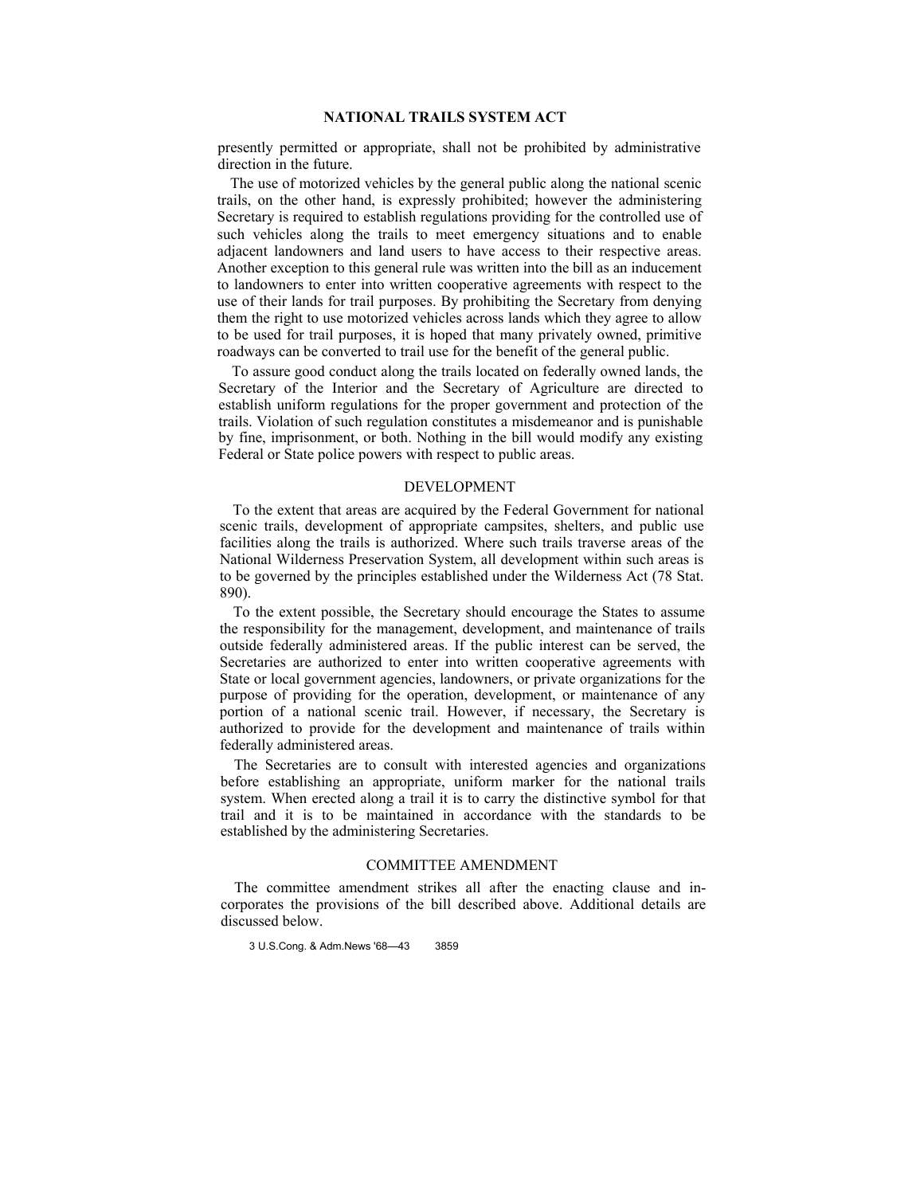presently permitted or appropriate, shall not be prohibited by administrative direction in the future.

The use of motorized vehicles by the general public along the national scenic trails, on the other hand, is expressly prohibited; however the administering Secretary is required to establish regulations providing for the controlled use of such vehicles along the trails to meet emergency situations and to enable adjacent landowners and land users to have access to their respective areas. Another exception to this general rule was written into the bill as an inducement to landowners to enter into written cooperative agreements with respect to the use of their lands for trail purposes. By prohibiting the Secretary from denying them the right to use motorized vehicles across lands which they agree to allow to be used for trail purposes, it is hoped that many privately owned, primitive roadways can be converted to trail use for the benefit of the general public.

To assure good conduct along the trails located on federally owned lands, the Secretary of the Interior and the Secretary of Agriculture are directed to establish uniform regulations for the proper government and protection of the trails. Violation of such regulation constitutes a misdemeanor and is punishable by fine, imprisonment, or both. Nothing in the bill would modify any existing Federal or State police powers with respect to public areas.

## DEVELOPMENT

To the extent that areas are acquired by the Federal Government for national scenic trails, development of appropriate campsites, shelters, and public use facilities along the trails is authorized. Where such trails traverse areas of the National Wilderness Preservation System, all development within such areas is to be governed by the principles established under the Wilderness Act (78 Stat. 890).

To the extent possible, the Secretary should encourage the States to assume the responsibility for the management, development, and maintenance of trails outside federally administered areas. If the public interest can be served, the Secretaries are authorized to enter into written cooperative agreements with State or local government agencies, landowners, or private organizations for the purpose of providing for the operation, development, or maintenance of any portion of a national scenic trail. However, if necessary, the Secretary is authorized to provide for the development and maintenance of trails within federally administered areas.

The Secretaries are to consult with interested agencies and organizations before establishing an appropriate, uniform marker for the national trails system. When erected along a trail it is to carry the distinctive symbol for that trail and it is to be maintained in accordance with the standards to be established by the administering Secretaries.

## COMMITTEE AMENDMENT

The committee amendment strikes all after the enacting clause and incorporates the provisions of the bill described above. Additional details are discussed below.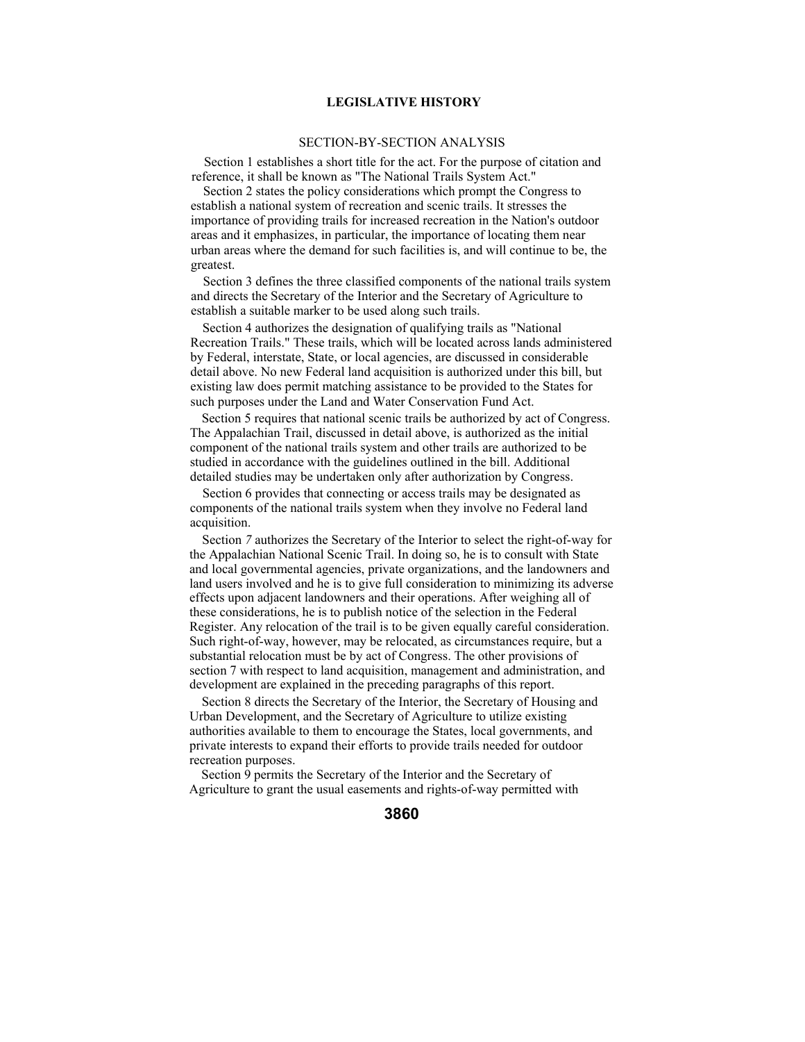## LEGISLATIVE HISTORY

### SECTION-BY-SECTION ANALYSIS

Section 1 establishes a short title for the act. For the purpose of citation and reference, it shall be known as "The National Trails System Act."

Section 2 states the policy considerations which prompt the Congress to establish a national system of recreation and scenic trails. It stresses the importance of providing trails for increased recreation in the Nation's outdoor areas and it emphasizes, in particular, the importance of locating them near urban areas where the demand for such facilities is, and will continue to be, the greatest.

Section 3 defines the three classified components of the national trails system and directs the Secretary of the Interior and the Secretary of Agriculture to establish a suitable marker to be used along such trails.

Section 4 authorizes the designation of qualifying trails as "National Recreation Trails." These trails, which will be located across lands administered by Federal, interstate, State, or local agencies, are discussed in considerable detail above. No new Federal land acquisition is authorized under this bill, but existing law does permit matching assistance to be provided to the States for such purposes under the Land and Water Conservation Fund Act.

Section 5 requires that national scenic trails be authorized by act of Congress. The Appalachian Trail, discussed in detail above, is authorized as the initial component of the national trails system and other trails are authorized to be studied in accordance with the guidelines outlined in the bill. Additional detailed studies may be undertaken only after authorization by Congress.

Section 6 provides that connecting or access trails may be designated as components of the national trails system when they involve no Federal land acquisition.

Section *7* authorizes the Secretary of the Interior to select the right-of-way for the Appalachian National Scenic Trail. In doing so, he is to consult with State and local governmental agencies, private organizations, and the landowners and land users involved and he is to give full consideration to minimizing its adverse effects upon adjacent landowners and their operations. After weighing all of these considerations, he is to publish notice of the selection in the Federal Register. Any relocation of the trail is to be given equally careful consideration. Such right-of-way, however, may be relocated, as circumstances require, but a substantial relocation must be by act of Congress. The other provisions of section 7 with respect to land acquisition, management and administration, and development are explained in the preceding paragraphs of this report.

Section 8 directs the Secretary of the Interior, the Secretary of Housing and Urban Development, and the Secretary of Agriculture to utilize existing authorities available to them to encourage the States, local governments, and private interests to expand their efforts to provide trails needed for outdoor recreation purposes.

Section 9 permits the Secretary of the Interior and the Secretary of Agriculture to grant the usual easements and rights-of-way permitted with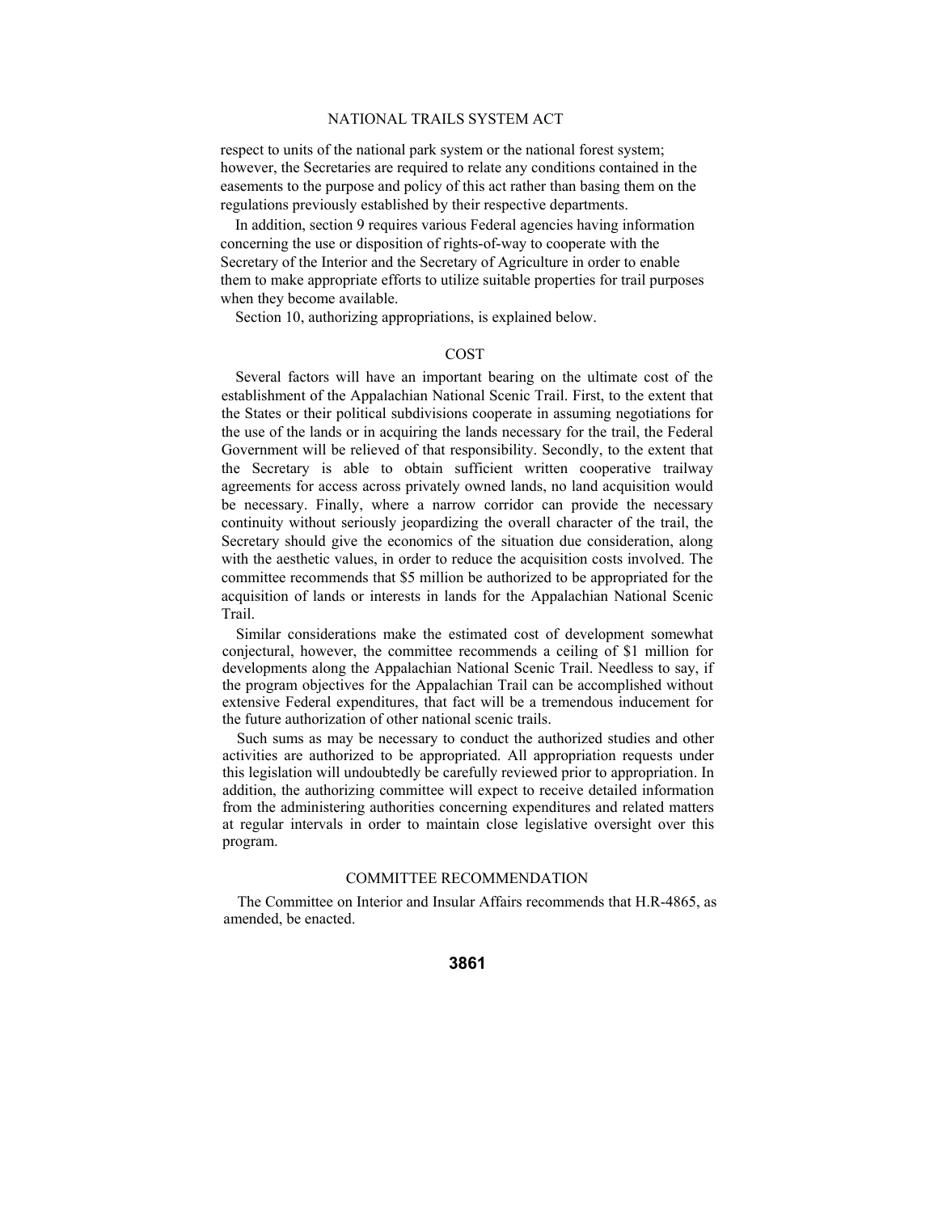respect to units of the national park system or the national forest system; however, the Secretaries are required to relate any conditions contained in the easements to the purpose and policy of this act rather than basing them on the regulations previously established by their respective departments.

In addition, section 9 requires various Federal agencies having information concerning the use or disposition of rights-of-way to cooperate with the Secretary of the Interior and the Secretary of Agriculture in order to enable them to make appropriate efforts to utilize suitable properties for trail purposes when they become available.

Section 10, authorizing appropriations, is explained below.

## COST

Several factors will have an important bearing on the ultimate cost of the establishment of the Appalachian National Scenic Trail. First, to the extent that the States or their political subdivisions cooperate in assuming negotiations for the use of the lands or in acquiring the lands necessary for the trail, the Federal Government will be relieved of that responsibility. Secondly, to the extent that the Secretary is able to obtain sufficient written cooperative trailway agreements for access across privately owned lands, no land acquisition would be necessary. Finally, where a narrow corridor can provide the necessary continuity without seriously jeopardizing the overall character of the trail, the Secretary should give the economics of the situation due consideration, along with the aesthetic values, in order to reduce the acquisition costs involved. The committee recommends that $5 million be authorized to be appropriated for the acquisition of lands or interests in lands for the Appalachian National Scenic Trail.

Similar considerations make the estimated cost of development somewhat conjectural, however, the committee recommends a ceiling of $1 million for developments along the Appalachian National Scenic Trail. Needless to say, if the program objectives for the Appalachian Trail can be accomplished without extensive Federal expenditures, that fact will be a tremendous inducement for the future authorization of other national scenic trails.

Such sums as may be necessary to conduct the authorized studies and other activities are authorized to be appropriated. All appropriation requests under this legislation will undoubtedly be carefully reviewed prior to appropriation. In addition, the authorizing committee will expect to receive detailed information from the administering authorities concerning expenditures and related matters at regular intervals in order to maintain close legislative oversight over this program.

## COMMITTEE RECOMMENDATION

The Committee on Interior and Insular Affairs recommends that H.R-4865, as amended, be enacted.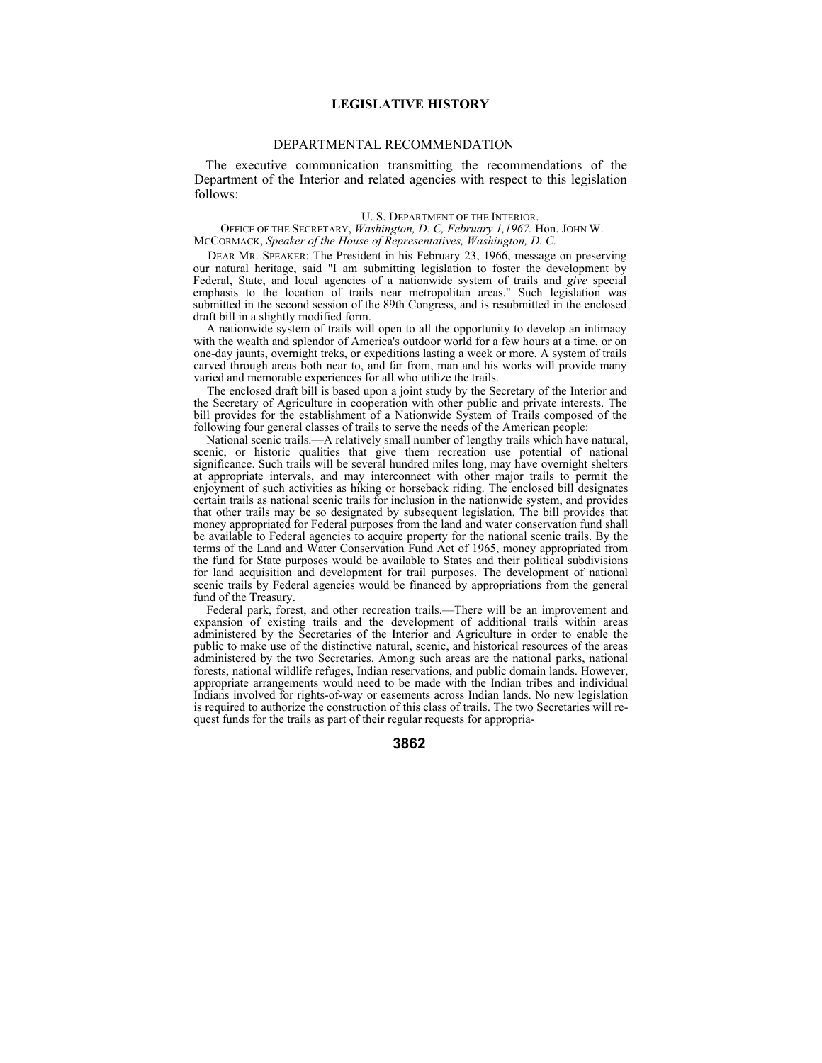## LEGISLATIVE HISTORY

### DEPARTMENTAL RECOMMENDATION

The executive communication transmitting the recommendations of the Department of the Interior and related agencies with respect to this legislation follows:

U. S. DEPARTMENT OF THE INTERIOR.
OFFICE OF THE SECRETARY, *Washington, D. C, February 1,1967.* Hon. JOHN W. MCCORMACK, *Speaker of the House of Representatives, Washington, D. C.*

DEAR MR. SPEAKER: The President in his February 23, 1966, message on preserving our natural heritage, said "I am submitting legislation to foster the development by Federal, State, and local agencies of a nationwide system of trails and *give* special emphasis to the location of trails near metropolitan areas." Such legislation was submitted in the second session of the 89th Congress, and is resubmitted in the enclosed draft bill in a slightly modified form.

A nationwide system of trails will open to all the opportunity to develop an intimacy with the wealth and splendor of America's outdoor world for a few hours at a time, or on one-day jaunts, overnight treks, or expeditions lasting a week or more. A system of trails carved through areas both near to, and far from, man and his works will provide many varied and memorable experiences for all who utilize the trails.

The enclosed draft bill is based upon a joint study by the Secretary of the Interior and the Secretary of Agriculture in cooperation with other public and private interests. The bill provides for the establishment of a Nationwide System of Trails composed of the following four general classes of trails to serve the needs of the American people:

National scenic trails.—A relatively small number of lengthy trails which have natural, scenic, or historic qualities that give them recreation use potential of national significance. Such trails will be several hundred miles long, may have overnight shelters at appropriate intervals, and may interconnect with other major trails to permit the enjoyment of such activities as hiking or horseback riding. The enclosed bill designates certain trails as national scenic trails for inclusion in the nationwide system, and provides that other trails may be so designated by subsequent legislation. The bill provides that money appropriated for Federal purposes from the land and water conservation fund shall be available to Federal agencies to acquire property for the national scenic trails. By the terms of the Land and Water Conservation Fund Act of 1965, money appropriated from the fund for State purposes would be available to States and their political subdivisions for land acquisition and development for trail purposes. The development of national scenic trails by Federal agencies would be financed by appropriations from the general fund of the Treasury.

Federal park, forest, and other recreation trails.—There will be an improvement and expansion of existing trails and the development of additional trails within areas administered by the Secretaries of the Interior and Agriculture in order to enable the public to make use of the distinctive natural, scenic, and historical resources of the areas administered by the two Secretaries. Among such areas are the national parks, national forests, national wildlife refuges, Indian reservations, and public domain lands. However, appropriate arrangements would need to be made with the Indian tribes and individual Indians involved for rights-of-way or easements across Indian lands. No new legislation is required to authorize the construction of this class of trails. The two Secretaries will request funds for the trails as part of their regular requests for appropria-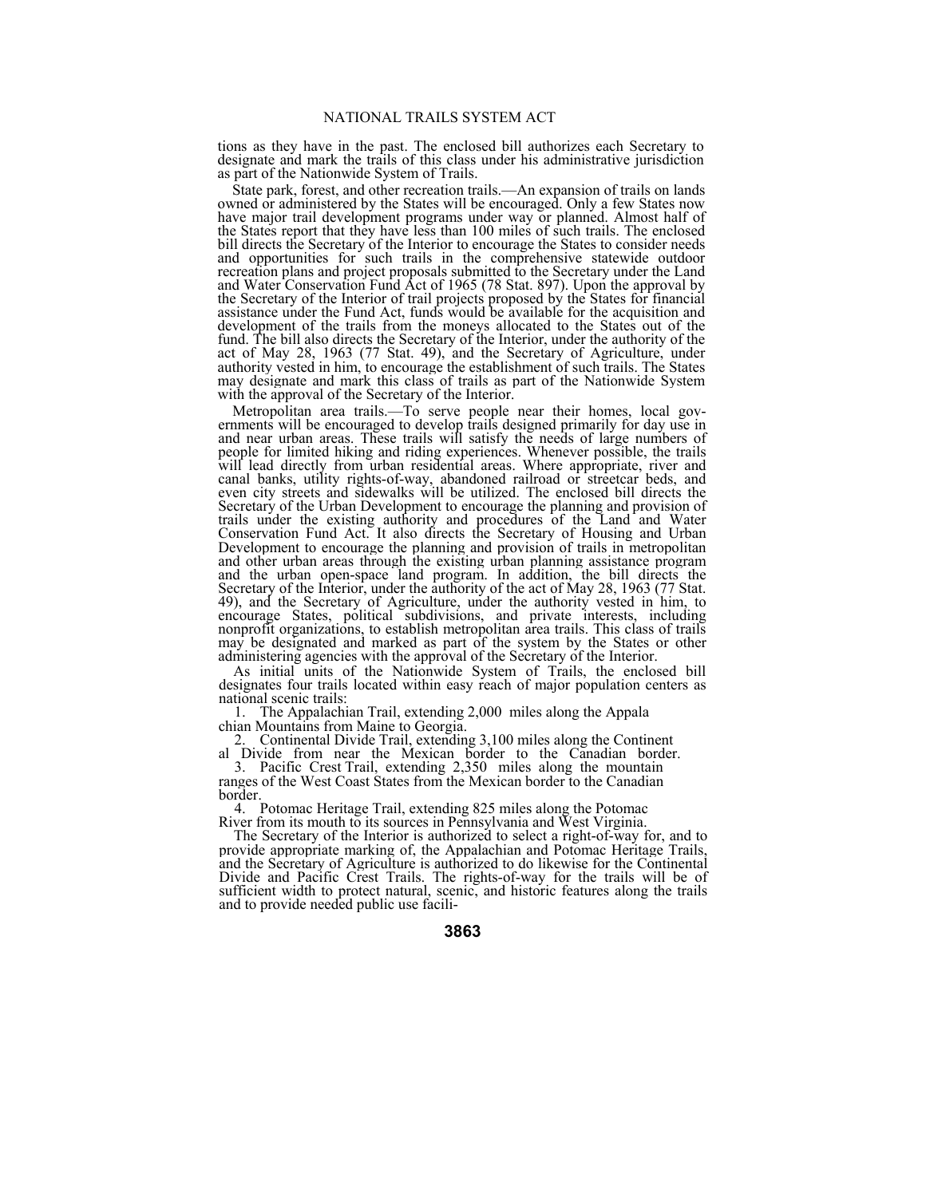tions as they have in the past. The enclosed bill authorizes each Secretary to designate and mark the trails of this class under his administrative jurisdiction as part of the Nationwide System of Trails.

State park, forest, and other recreation trails.—An expansion of trails on lands owned or administered by the States will be encouraged. Only a few States now have major trail development programs under way or planned. Almost half of the States report that they have less than 100 miles of such trails. The enclosed bill directs the Secretary of the Interior to encourage the States to consider needs and opportunities for such trails in the comprehensive statewide outdoor recreation plans and project proposals submitted to the Secretary under the Land and Water Conservation Fund Act of 1965 (78 Stat. 897). Upon the approval by the Secretary of the Interior of trail projects proposed by the States for financial assistance under the Fund Act, funds would be available for the acquisition and development of the trails from the moneys allocated to the States out of the fund. The bill also directs the Secretary of the Interior, under the authority of the act of May 28, 1963 (77 Stat. 49), and the Secretary of Agriculture, under authority vested in him, to encourage the establishment of such trails. The States may designate and mark this class of trails as part of the Nationwide System with the approval of the Secretary of the Interior.

Metropolitan area trails.—To serve people near their homes, local governments will be encouraged to develop trails designed primarily for day use in and near urban areas. These trails will satisfy the needs of large numbers of people for limited hiking and riding experiences. Whenever possible, the trails will lead directly from urban residential areas. Where appropriate, river and canal banks, utility rights-of-way, abandoned railroad or streetcar beds, and even city streets and sidewalks will be utilized. The enclosed bill directs the Secretary of the Urban Development to encourage the planning and provision of trails under the existing authority and procedures of the Land and Water Conservation Fund Act. It also directs the Secretary of Housing and Urban Development to encourage the planning and provision of trails in metropolitan and other urban areas through the existing urban planning assistance program and the urban open-space land program. In addition, the bill directs the Secretary of the Interior, under the authority of the act of May 28, 1963 (77 Stat. 49), and the Secretary of Agriculture, under the authority vested in him, to encourage States, political subdivisions, and private interests, including nonprofit organizations, to establish metropolitan area trails. This class of trails may be designated and marked as part of the system by the States or other administering agencies with the approval of the Secretary of the Interior.

As initial units of the Nationwide System of Trails, the enclosed bill designates four trails located within easy reach of major population centers as national scenic trails:

1. The Appalachian Trail, extending 2,000 miles along the Appalachian Mountains from Maine to Georgia.
2. Continental Divide Trail, extending 3,100 miles along the Continental Divide from near the Mexican border to the Canadian border.
3. Pacific Crest Trail, extending 2,350 miles along the mountain ranges of the West Coast States from the Mexican border to the Canadian border.
4. Potomac Heritage Trail, extending 825 miles along the Potomac River from its mouth to its sources in Pennsylvania and West Virginia.

The Secretary of the Interior is authorized to select a right-of-way for, and to provide appropriate marking of, the Appalachian and Potomac Heritage Trails, and the Secretary of Agriculture is authorized to do likewise for the Continental Divide and Pacific Crest Trails. The rights-of-way for the trails will be of sufficient width to protect natural, scenic, and historic features along the trails and to provide needed public use facili-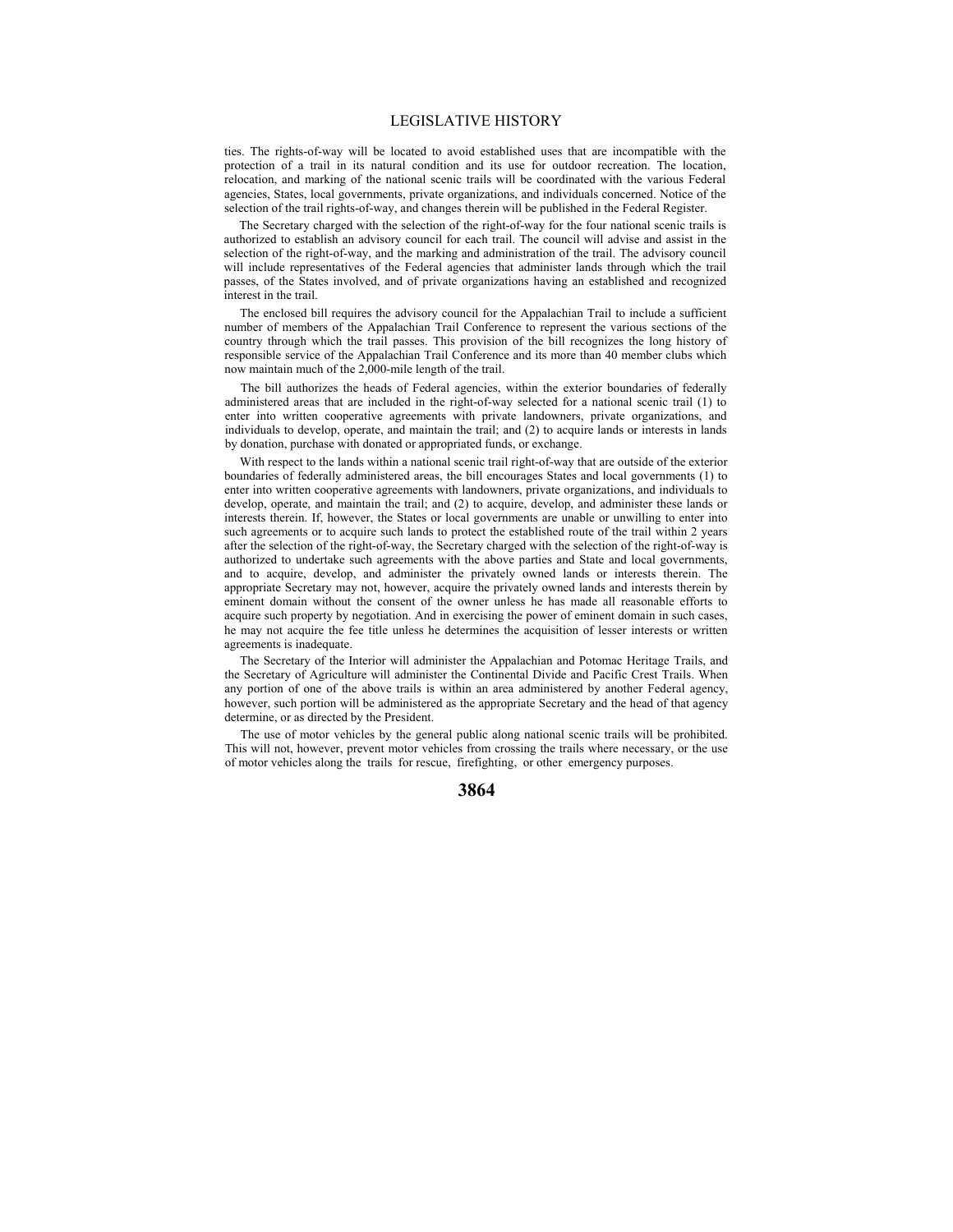ties. The rights-of-way will be located to avoid established uses that are incompatible with the protection of a trail in its natural condition and its use for outdoor recreation. The location, relocation, and marking of the national scenic trails will be coordinated with the various Federal agencies, States, local governments, private organizations, and individuals concerned. Notice of the selection of the trail rights-of-way, and changes therein will be published in the Federal Register.

The Secretary charged with the selection of the right-of-way for the four national scenic trails is authorized to establish an advisory council for each trail. The council will advise and assist in the selection of the right-of-way, and the marking and administration of the trail. The advisory council will include representatives of the Federal agencies that administer lands through which the trail passes, of the States involved, and of private organizations having an established and recognized interest in the trail.

The enclosed bill requires the advisory council for the Appalachian Trail to include a sufficient number of members of the Appalachian Trail Conference to represent the various sections of the country through which the trail passes. This provision of the bill recognizes the long history of responsible service of the Appalachian Trail Conference and its more than 40 member clubs which now maintain much of the 2,000-mile length of the trail.

The bill authorizes the heads of Federal agencies, within the exterior boundaries of federally administered areas that are included in the right-of-way selected for a national scenic trail (1) to enter into written cooperative agreements with private landowners, private organizations, and individuals to develop, operate, and maintain the trail; and (2) to acquire lands or interests in lands by donation, purchase with donated or appropriated funds, or exchange.

With respect to the lands within a national scenic trail right-of-way that are outside of the exterior boundaries of federally administered areas, the bill encourages States and local governments (1) to enter into written cooperative agreements with landowners, private organizations, and individuals to develop, operate, and maintain the trail; and (2) to acquire, develop, and administer these lands or interests therein. If, however, the States or local governments are unable or unwilling to enter into such agreements or to acquire such lands to protect the established route of the trail within 2 years after the selection of the right-of-way, the Secretary charged with the selection of the right-of-way is authorized to undertake such agreements with the above parties and State and local governments, and to acquire, develop, and administer the privately owned lands or interests therein. The appropriate Secretary may not, however, acquire the privately owned lands and interests therein by eminent domain without the consent of the owner unless he has made all reasonable efforts to acquire such property by negotiation. And in exercising the power of eminent domain in such cases, he may not acquire the fee title unless he determines the acquisition of lesser interests or written agreements is inadequate.

The Secretary of the Interior will administer the Appalachian and Potomac Heritage Trails, and the Secretary of Agriculture will administer the Continental Divide and Pacific Crest Trails. When any portion of one of the above trails is within an area administered by another Federal agency, however, such portion will be administered as the appropriate Secretary and the head of that agency determine, or as directed by the President.

The use of motor vehicles by the general public along national scenic trails will be prohibited. This will not, however, prevent motor vehicles from crossing the trails where necessary, or the use of motor vehicles along the trails for rescue, firefighting, or other emergency purposes.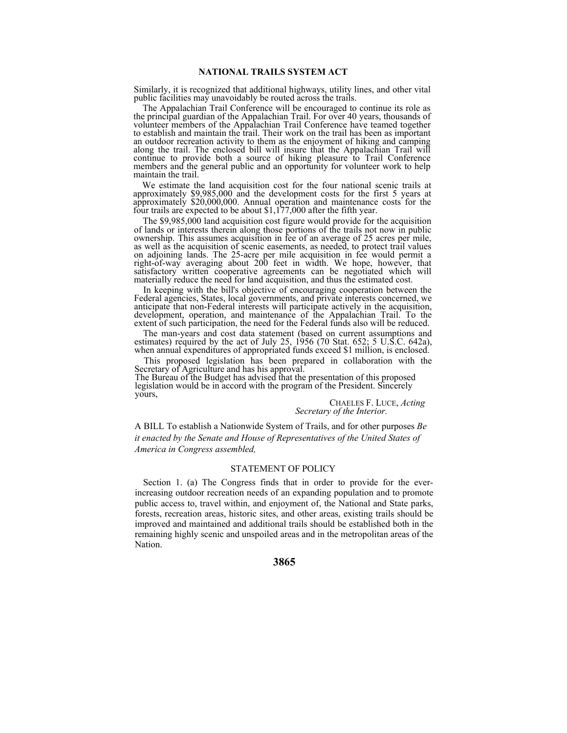Similarly, it is recognized that additional highways, utility lines, and other vital public facilities may unavoidably be routed across the trails.

The Appalachian Trail Conference will be encouraged to continue its role as the principal guardian of the Appalachian Trail. For over 40 years, thousands of volunteer members of the Appalachian Trail Conference have teamed together to establish and maintain the trail. Their work on the trail has been as important an outdoor recreation activity to them as the enjoyment of hiking and camping along the trail. The enclosed bill will insure that the Appalachian Trail will continue to provide both a source of hiking pleasure to Trail Conference members and the general public and an opportunity for volunteer work to help maintain the trail.

We estimate the land acquisition cost for the four national scenic trails at approximately $9,985,000 and the development costs for the first 5 years at approximately $20,000,000. Annual operation and maintenance costs for the four trails are expected to be about $1,177,000 after the fifth year.

The $9,985,000 land acquisition cost figure would provide for the acquisition of lands or interests therein along those portions of the trails not now in public ownership. This assumes acquisition in fee of an average of 25 acres per mile, as well as the acquisition of scenic easements, as needed, to protect trail values on adjoining lands. The 25-acre per mile acquisition in fee would permit a right-of-way averaging about 200 feet in width. We hope, however, that satisfactory written cooperative agreements can be negotiated which will materially reduce the need for land acquisition, and thus the estimated cost.

In keeping with the bill's objective of encouraging cooperation between the Federal agencies, States, local governments, and private interests concerned, we anticipate that non-Federal interests will participate actively in the acquisition, development, operation, and maintenance of the Appalachian Trail. To the extent of such participation, the need for the Federal funds also will be reduced.

The man-years and cost data statement (based on current assumptions and estimates) required by the act of July 25, 1956 (70 Stat. 652; 5 U.S.C. 642a), when annual expenditures of appropriated funds exceed $1 million, is enclosed.

This proposed legislation has been prepared in collaboration with the Secretary of Agriculture and has his approval.

The Bureau of the Budget has advised that the presentation of this proposed legislation would be in accord with the program of the President. Sincerely yours,

CHAELES F. LUCE, *Acting Secretary of the Interior.*

A BILL To establish a Nationwide System of Trails, and for other purposes *Be it enacted by the Senate and House of Representatives of the United States of America in Congress assembled,*

## STATEMENT OF POLICY

Section 1. (a) The Congress finds that in order to provide for the ever-increasing outdoor recreation needs of an expanding population and to promote public access to, travel within, and enjoyment of, the National and State parks, forests, recreation areas, historic sites, and other areas, existing trails should be improved and maintained and additional trails should be established both in the remaining highly scenic and unspoiled areas and in the metropolitan areas of the Nation.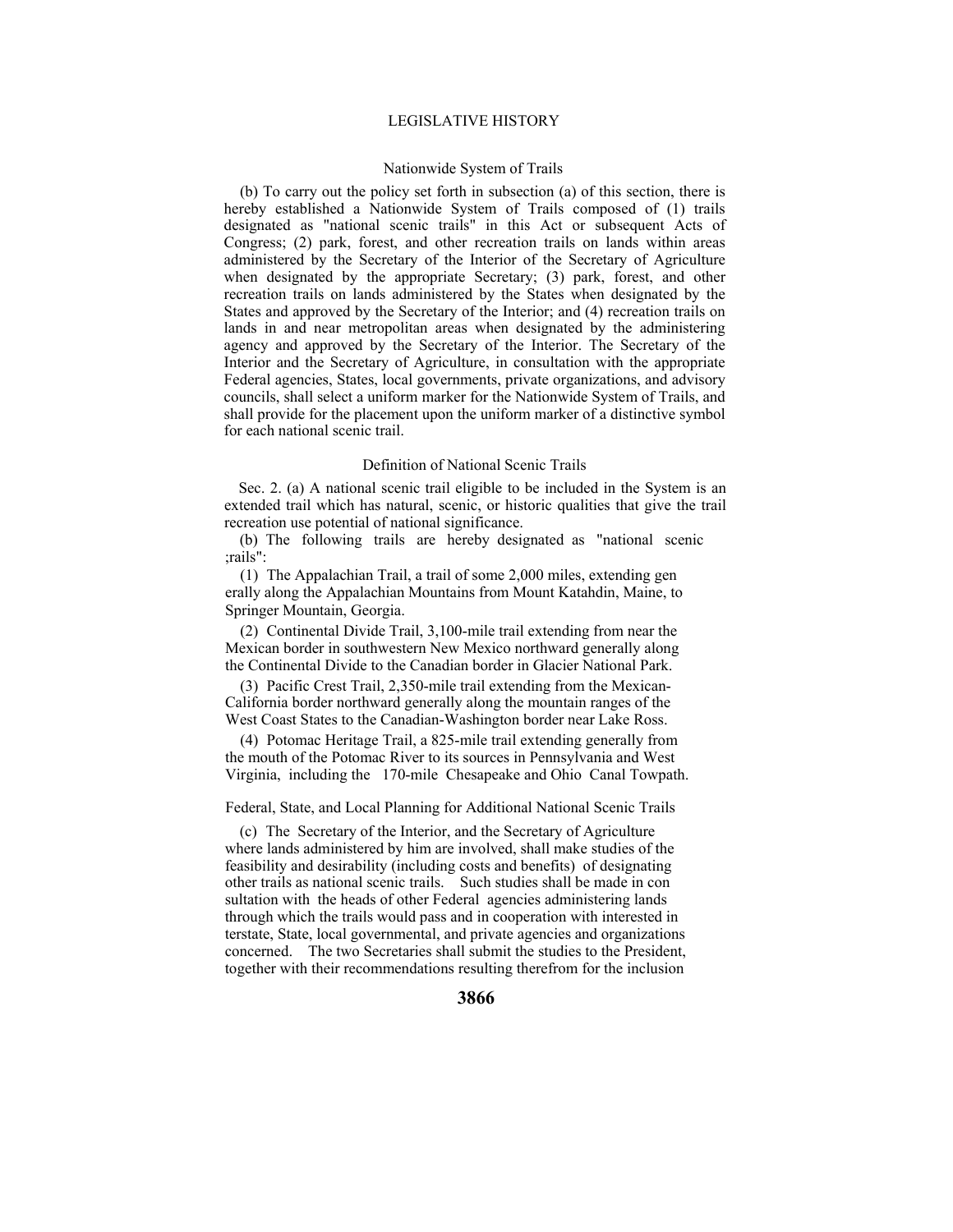### Nationwide System of Trails

(b) To carry out the policy set forth in subsection (a) of this section, there is hereby established a Nationwide System of Trails composed of (1) trails designated as "national scenic trails" in this Act or subsequent Acts of Congress; (2) park, forest, and other recreation trails on lands within areas administered by the Secretary of the Interior of the Secretary of Agriculture when designated by the appropriate Secretary; (3) park, forest, and other recreation trails on lands administered by the States when designated by the States and approved by the Secretary of the Interior; and (4) recreation trails on lands in and near metropolitan areas when designated by the administering agency and approved by the Secretary of the Interior. The Secretary of the Interior and the Secretary of Agriculture, in consultation with the appropriate Federal agencies, States, local governments, private organizations, and advisory councils, shall select a uniform marker for the Nationwide System of Trails, and shall provide for the placement upon the uniform marker of a distinctive symbol for each national scenic trail.

### Definition of National Scenic Trails

Sec. 2. (a) A national scenic trail eligible to be included in the System is an extended trail which has natural, scenic, or historic qualities that give the trail recreation use potential of national significance.

(b) The following trails are hereby designated as "national scenic ;rails":

(1) The Appalachian Trail, a trail of some 2,000 miles, extending gen erally along the Appalachian Mountains from Mount Katahdin, Maine, to Springer Mountain, Georgia.

(2) Continental Divide Trail, 3,100-mile trail extending from near the Mexican border in southwestern New Mexico northward generally along the Continental Divide to the Canadian border in Glacier National Park.

(3) Pacific Crest Trail, 2,350-mile trail extending from the Mexican-California border northward generally along the mountain ranges of the West Coast States to the Canadian-Washington border near Lake Ross.

(4) Potomac Heritage Trail, a 825-mile trail extending generally from the mouth of the Potomac River to its sources in Pennsylvania and West Virginia, including the 170-mile Chesapeake and Ohio Canal Towpath.

### Federal, State, and Local Planning for Additional National Scenic Trails

(c) The Secretary of the Interior, and the Secretary of Agriculture where lands administered by him are involved, shall make studies of the feasibility and desirability (including costs and benefits) of designating other trails as national scenic trails. Such studies shall be made in con sultation with the heads of other Federal agencies administering lands through which the trails would pass and in cooperation with interested in terstate, State, local governmental, and private agencies and organizations concerned. The two Secretaries shall submit the studies to the President, together with their recommendations resulting therefrom for the inclusion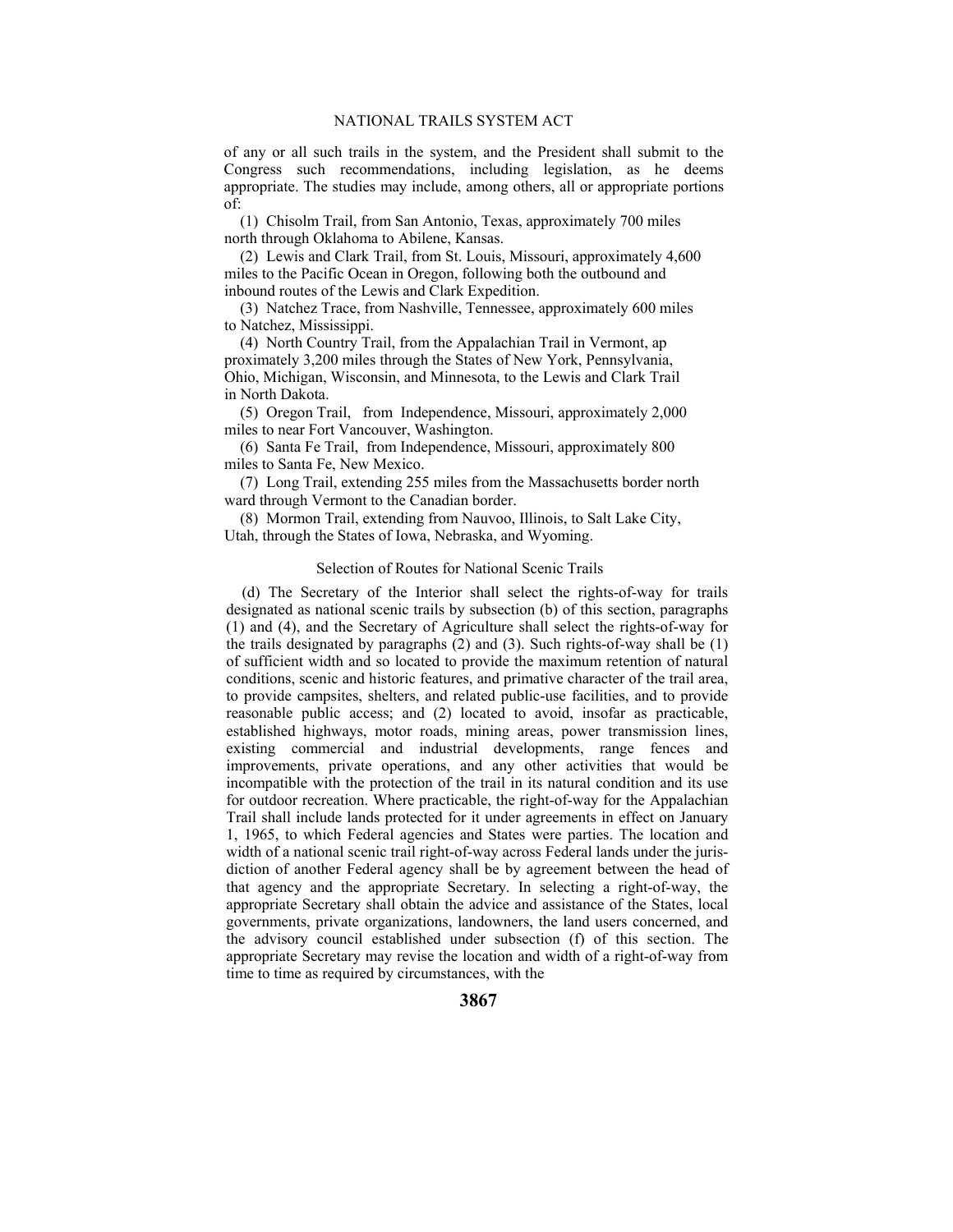of any or all such trails in the system, and the President shall submit to the Congress such recommendations, including legislation, as he deems appropriate. The studies may include, among others, all or appropriate portions of:

(1) Chisolm Trail, from San Antonio, Texas, approximately 700 miles north through Oklahoma to Abilene, Kansas.

(2) Lewis and Clark Trail, from St. Louis, Missouri, approximately 4,600 miles to the Pacific Ocean in Oregon, following both the outbound and inbound routes of the Lewis and Clark Expedition.

(3) Natchez Trace, from Nashville, Tennessee, approximately 600 miles to Natchez, Mississippi.

(4) North Country Trail, from the Appalachian Trail in Vermont, approximately 3,200 miles through the States of New York, Pennsylvania, Ohio, Michigan, Wisconsin, and Minnesota, to the Lewis and Clark Trail in North Dakota.

(5) Oregon Trail, from Independence, Missouri, approximately 2,000 miles to near Fort Vancouver, Washington.

(6) Santa Fe Trail, from Independence, Missouri, approximately 800 miles to Santa Fe, New Mexico.

(7) Long Trail, extending 255 miles from the Massachusetts border northward through Vermont to the Canadian border.

(8) Mormon Trail, extending from Nauvoo, Illinois, to Salt Lake City, Utah, through the States of Iowa, Nebraska, and Wyoming.

## Selection of Routes for National Scenic Trails

(d) The Secretary of the Interior shall select the rights-of-way for trails designated as national scenic trails by subsection (b) of this section, paragraphs (1) and (4), and the Secretary of Agriculture shall select the rights-of-way for the trails designated by paragraphs (2) and (3). Such rights-of-way shall be (1) of sufficient width and so located to provide the maximum retention of natural conditions, scenic and historic features, and primative character of the trail area, to provide campsites, shelters, and related public-use facilities, and to provide reasonable public access; and (2) located to avoid, insofar as practicable, established highways, motor roads, mining areas, power transmission lines, existing commercial and industrial developments, range fences and improvements, private operations, and any other activities that would be incompatible with the protection of the trail in its natural condition and its use for outdoor recreation. Where practicable, the right-of-way for the Appalachian Trail shall include lands protected for it under agreements in effect on January 1, 1965, to which Federal agencies and States were parties. The location and width of a national scenic trail right-of-way across Federal lands under the jurisdiction of another Federal agency shall be by agreement between the head of that agency and the appropriate Secretary. In selecting a right-of-way, the appropriate Secretary shall obtain the advice and assistance of the States, local governments, private organizations, landowners, the land users concerned, and the advisory council established under subsection (f) of this section. The appropriate Secretary may revise the location and width of a right-of-way from time to time as required by circumstances, with the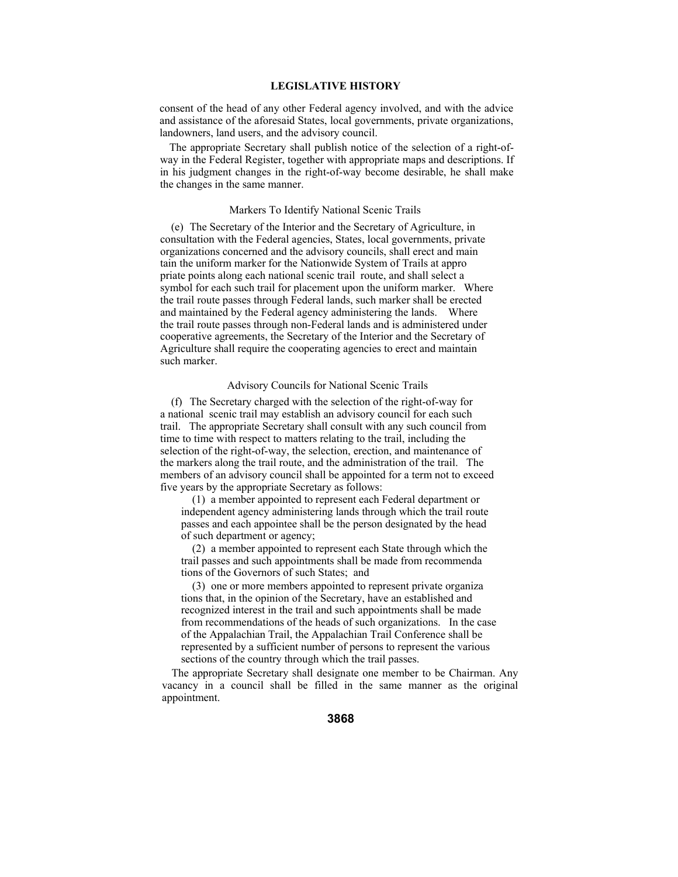consent of the head of any other Federal agency involved, and with the advice and assistance of the aforesaid States, local governments, private organizations, landowners, land users, and the advisory council.

The appropriate Secretary shall publish notice of the selection of a right-of-way in the Federal Register, together with appropriate maps and descriptions. If in his judgment changes in the right-of-way become desirable, he shall make the changes in the same manner.

### Markers To Identify National Scenic Trails

(e) The Secretary of the Interior and the Secretary of Agriculture, in consultation with the Federal agencies, States, local governments, private organizations concerned and the advisory councils, shall erect and maintain the uniform marker for the Nationwide System of Trails at appropriate points along each national scenic trail route, and shall select a symbol for each such trail for placement upon the uniform marker. Where the trail route passes through Federal lands, such marker shall be erected and maintained by the Federal agency administering the lands. Where the trail route passes through non-Federal lands and is administered under cooperative agreements, the Secretary of the Interior and the Secretary of Agriculture shall require the cooperating agencies to erect and maintain such marker.

### Advisory Councils for National Scenic Trails

(f) The Secretary charged with the selection of the right-of-way for a national scenic trail may establish an advisory council for each such trail. The appropriate Secretary shall consult with any such council from time to time with respect to matters relating to the trail, including the selection of the right-of-way, the selection, erection, and maintenance of the markers along the trail route, and the administration of the trail. The members of an advisory council shall be appointed for a term not to exceed five years by the appropriate Secretary as follows:

(1) a member appointed to represent each Federal department or independent agency administering lands through which the trail route passes and each appointee shall be the person designated by the head of such department or agency;

(2) a member appointed to represent each State through which the trail passes and such appointments shall be made from recommendations of the Governors of such States; and

(3) one or more members appointed to represent private organizations that, in the opinion of the Secretary, have an established and recognized interest in the trail and such appointments shall be made from recommendations of the heads of such organizations. In the case of the Appalachian Trail, the Appalachian Trail Conference shall be represented by a sufficient number of persons to represent the various sections of the country through which the trail passes.

The appropriate Secretary shall designate one member to be Chairman. Any vacancy in a council shall be filled in the same manner as the original appointment.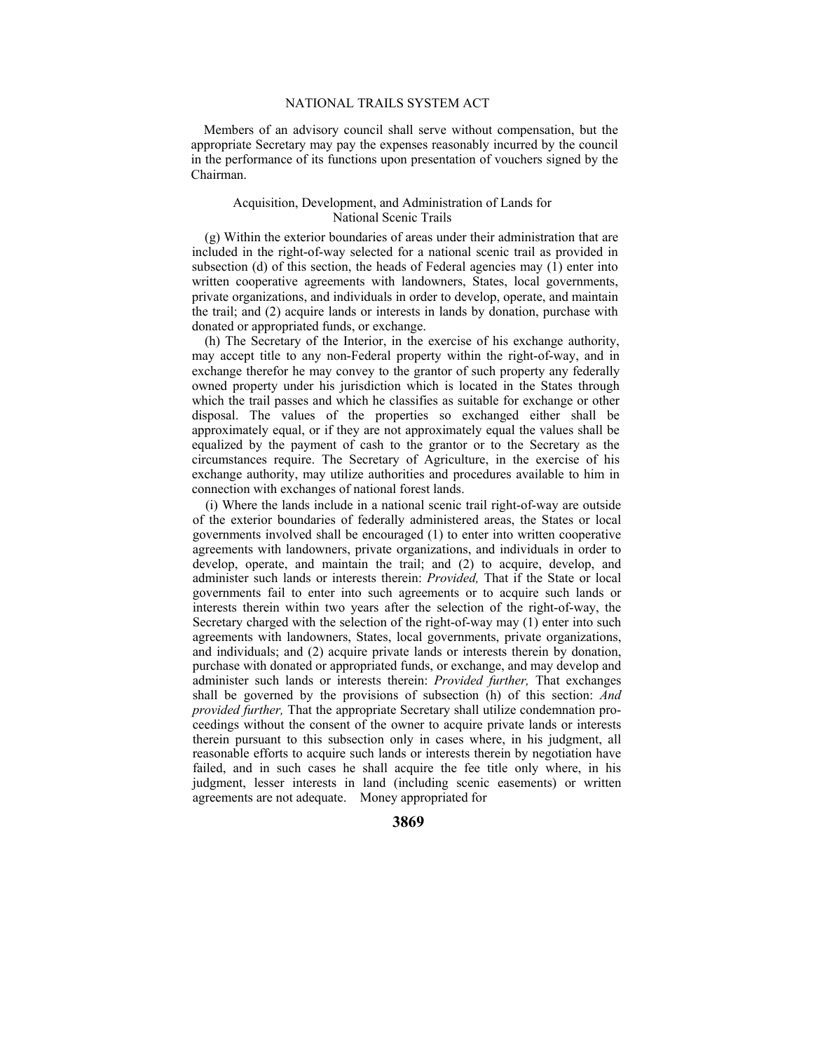Members of an advisory council shall serve without compensation, but the appropriate Secretary may pay the expenses reasonably incurred by the council in the performance of its functions upon presentation of vouchers signed by the Chairman.

### Acquisition, Development, and Administration of Lands for National Scenic Trails

(g) Within the exterior boundaries of areas under their administration that are included in the right-of-way selected for a national scenic trail as provided in subsection (d) of this section, the heads of Federal agencies may (1) enter into written cooperative agreements with landowners, States, local governments, private organizations, and individuals in order to develop, operate, and maintain the trail; and (2) acquire lands or interests in lands by donation, purchase with donated or appropriated funds, or exchange.

(h) The Secretary of the Interior, in the exercise of his exchange authority, may accept title to any non-Federal property within the right-of-way, and in exchange therefor he may convey to the grantor of such property any federally owned property under his jurisdiction which is located in the States through which the trail passes and which he classifies as suitable for exchange or other disposal. The values of the properties so exchanged either shall be approximately equal, or if they are not approximately equal the values shall be equalized by the payment of cash to the grantor or to the Secretary as the circumstances require. The Secretary of Agriculture, in the exercise of his exchange authority, may utilize authorities and procedures available to him in connection with exchanges of national forest lands.

(i) Where the lands include in a national scenic trail right-of-way are outside of the exterior boundaries of federally administered areas, the States or local governments involved shall be encouraged (1) to enter into written cooperative agreements with landowners, private organizations, and individuals in order to develop, operate, and maintain the trail; and (2) to acquire, develop, and administer such lands or interests therein: *Provided,* That if the State or local governments fail to enter into such agreements or to acquire such lands or interests therein within two years after the selection of the right-of-way, the Secretary charged with the selection of the right-of-way may (1) enter into such agreements with landowners, States, local governments, private organizations, and individuals; and (2) acquire private lands or interests therein by donation, purchase with donated or appropriated funds, or exchange, and may develop and administer such lands or interests therein: *Provided further,* That exchanges shall be governed by the provisions of subsection (h) of this section: *And provided further,* That the appropriate Secretary shall utilize condemnation proceedings without the consent of the owner to acquire private lands or interests therein pursuant to this subsection only in cases where, in his judgment, all reasonable efforts to acquire such lands or interests therein by negotiation have failed, and in such cases he shall acquire the fee title only where, in his judgment, lesser interests in land (including scenic easements) or written agreements are not adequate. Money appropriated for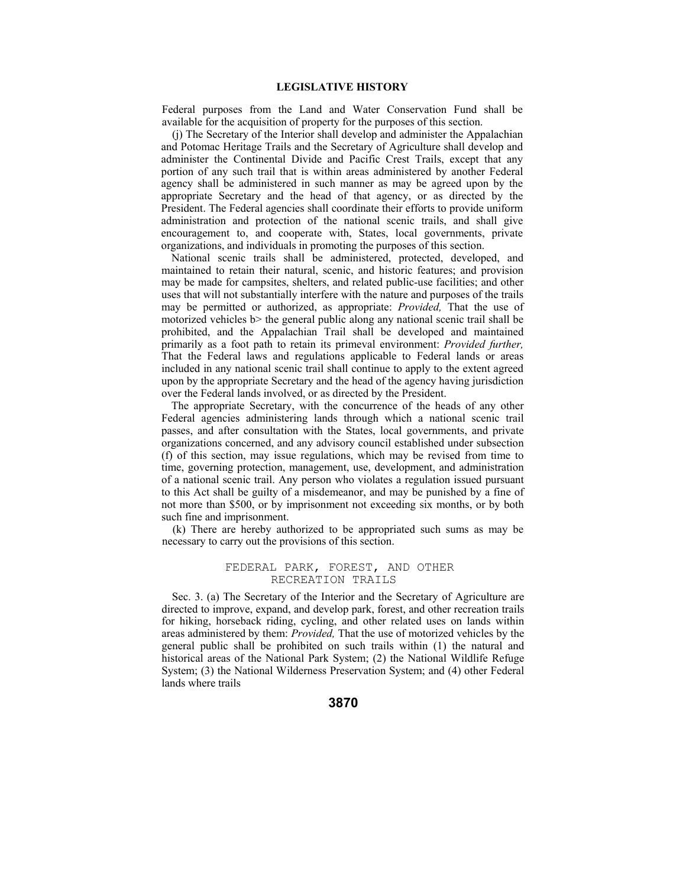Federal purposes from the Land and Water Conservation Fund shall be available for the acquisition of property for the purposes of this section.

(j) The Secretary of the Interior shall develop and administer the Appalachian and Potomac Heritage Trails and the Secretary of Agriculture shall develop and administer the Continental Divide and Pacific Crest Trails, except that any portion of any such trail that is within areas administered by another Federal agency shall be administered in such manner as may be agreed upon by the appropriate Secretary and the head of that agency, or as directed by the President. The Federal agencies shall coordinate their efforts to provide uniform administration and protection of the national scenic trails, and shall give encouragement to, and cooperate with, States, local governments, private organizations, and individuals in promoting the purposes of this section.

National scenic trails shall be administered, protected, developed, and maintained to retain their natural, scenic, and historic features; and provision may be made for campsites, shelters, and related public-use facilities; and other uses that will not substantially interfere with the nature and purposes of the trails may be permitted or authorized, as appropriate: *Provided,* That the use of motorized vehicles b> the general public along any national scenic trail shall be prohibited, and the Appalachian Trail shall be developed and maintained primarily as a foot path to retain its primeval environment: *Provided further,* That the Federal laws and regulations applicable to Federal lands or areas included in any national scenic trail shall continue to apply to the extent agreed upon by the appropriate Secretary and the head of the agency having jurisdiction over the Federal lands involved, or as directed by the President.

The appropriate Secretary, with the concurrence of the heads of any other Federal agencies administering lands through which a national scenic trail passes, and after consultation with the States, local governments, and private organizations concerned, and any advisory council established under subsection (f) of this section, may issue regulations, which may be revised from time to time, governing protection, management, use, development, and administration of a national scenic trail. Any person who violates a regulation issued pursuant to this Act shall be guilty of a misdemeanor, and may be punished by a fine of not more than $500, or by imprisonment not exceeding six months, or by both such fine and imprisonment.

(k) There are hereby authorized to be appropriated such sums as may be necessary to carry out the provisions of this section.

FEDERAL PARK, FOREST, AND OTHER RECREATION TRAILS

Sec. 3. (a) The Secretary of the Interior and the Secretary of Agriculture are directed to improve, expand, and develop park, forest, and other recreation trails for hiking, horseback riding, cycling, and other related uses on lands within areas administered by them: *Provided,* That the use of motorized vehicles by the general public shall be prohibited on such trails within (1) the natural and historical areas of the National Park System; (2) the National Wildlife Refuge System; (3) the National Wilderness Preservation System; and (4) other Federal lands where trails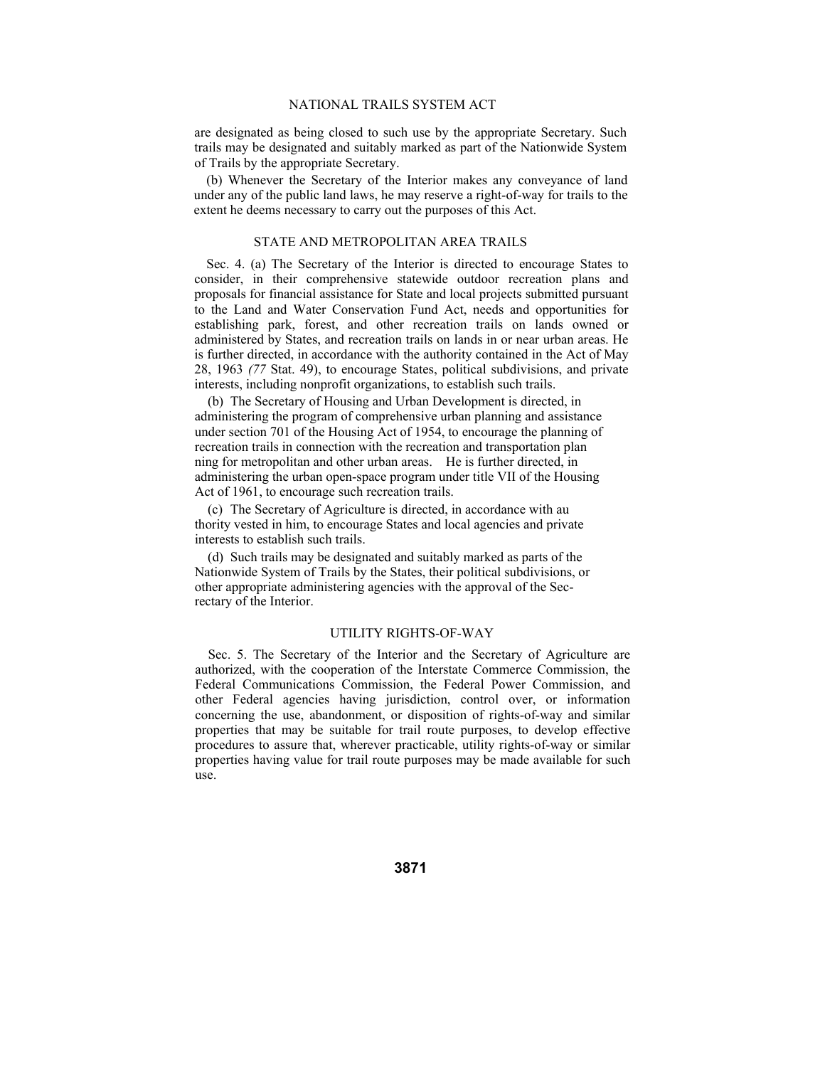are designated as being closed to such use by the appropriate Secretary. Such trails may be designated and suitably marked as part of the Nationwide System of Trails by the appropriate Secretary.

(b) Whenever the Secretary of the Interior makes any conveyance of land under any of the public land laws, he may reserve a right-of-way for trails to the extent he deems necessary to carry out the purposes of this Act.

## STATE AND METROPOLITAN AREA TRAILS

Sec. 4. (a) The Secretary of the Interior is directed to encourage States to consider, in their comprehensive statewide outdoor recreation plans and proposals for financial assistance for State and local projects submitted pursuant to the Land and Water Conservation Fund Act, needs and opportunities for establishing park, forest, and other recreation trails on lands owned or administered by States, and recreation trails on lands in or near urban areas. He is further directed, in accordance with the authority contained in the Act of May 28, 1963 *(77* Stat. 49), to encourage States, political subdivisions, and private interests, including nonprofit organizations, to establish such trails.

(b) The Secretary of Housing and Urban Development is directed, in administering the program of comprehensive urban planning and assistance under section 701 of the Housing Act of 1954, to encourage the planning of recreation trails in connection with the recreation and transportation plan ning for metropolitan and other urban areas. He is further directed, in administering the urban open-space program under title VII of the Housing Act of 1961, to encourage such recreation trails.

(c) The Secretary of Agriculture is directed, in accordance with au thority vested in him, to encourage States and local agencies and private interests to establish such trails.

(d) Such trails may be designated and suitably marked as parts of the Nationwide System of Trails by the States, their political subdivisions, or other appropriate administering agencies with the approval of the Sec-rectary of the Interior.

## UTILITY RIGHTS-OF-WAY

Sec. 5. The Secretary of the Interior and the Secretary of Agriculture are authorized, with the cooperation of the Interstate Commerce Commission, the Federal Communications Commission, the Federal Power Commission, and other Federal agencies having jurisdiction, control over, or information concerning the use, abandonment, or disposition of rights-of-way and similar properties that may be suitable for trail route purposes, to develop effective procedures to assure that, wherever practicable, utility rights-of-way or similar properties having value for trail route purposes may be made available for such use.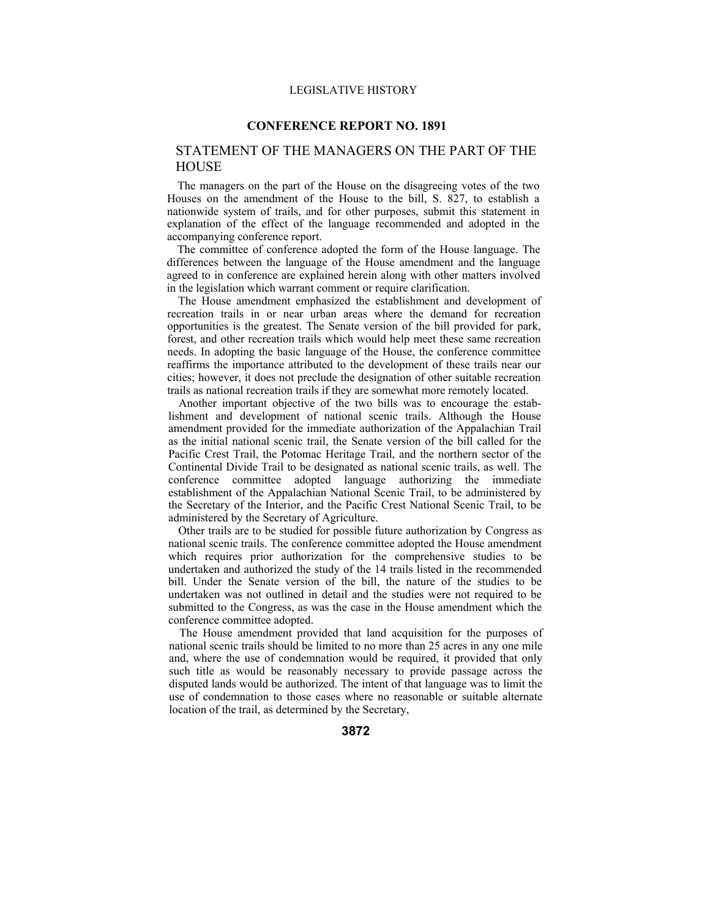## CONFERENCE REPORT NO. 1891

## STATEMENT OF THE MANAGERS ON THE PART OF THE HOUSE

The managers on the part of the House on the disagreeing votes of the two Houses on the amendment of the House to the bill, S. 827, to establish a nationwide system of trails, and for other purposes, submit this statement in explanation of the effect of the language recommended and adopted in the accompanying conference report.

The committee of conference adopted the form of the House language. The differences between the language of the House amendment and the language agreed to in conference are explained herein along with other matters involved in the legislation which warrant comment or require clarification.

The House amendment emphasized the establishment and development of recreation trails in or near urban areas where the demand for recreation opportunities is the greatest. The Senate version of the bill provided for park, forest, and other recreation trails which would help meet these same recreation needs. In adopting the basic language of the House, the conference committee reaffirms the importance attributed to the development of these trails near our cities; however, it does not preclude the designation of other suitable recreation trails as national recreation trails if they are somewhat more remotely located.

Another important objective of the two bills was to encourage the establishment and development of national scenic trails. Although the House amendment provided for the immediate authorization of the Appalachian Trail as the initial national scenic trail, the Senate version of the bill called for the Pacific Crest Trail, the Potomac Heritage Trail, and the northern sector of the Continental Divide Trail to be designated as national scenic trails, as well. The conference committee adopted language authorizing the immediate establishment of the Appalachian National Scenic Trail, to be administered by the Secretary of the Interior, and the Pacific Crest National Scenic Trail, to be administered by the Secretary of Agriculture.

Other trails are to be studied for possible future authorization by Congress as national scenic trails. The conference committee adopted the House amendment which requires prior authorization for the comprehensive studies to be undertaken and authorized the study of the 14 trails listed in the recommended bill. Under the Senate version of the bill, the nature of the studies to be undertaken was not outlined in detail and the studies were not required to be submitted to the Congress, as was the case in the House amendment which the conference committee adopted.

The House amendment provided that land acquisition for the purposes of national scenic trails should be limited to no more than 25 acres in any one mile and, where the use of condemnation would be required, it provided that only such title as would be reasonably necessary to provide passage across the disputed lands would be authorized. The intent of that language was to limit the use of condemnation to those cases where no reasonable or suitable alternate location of the trail, as determined by the Secretary,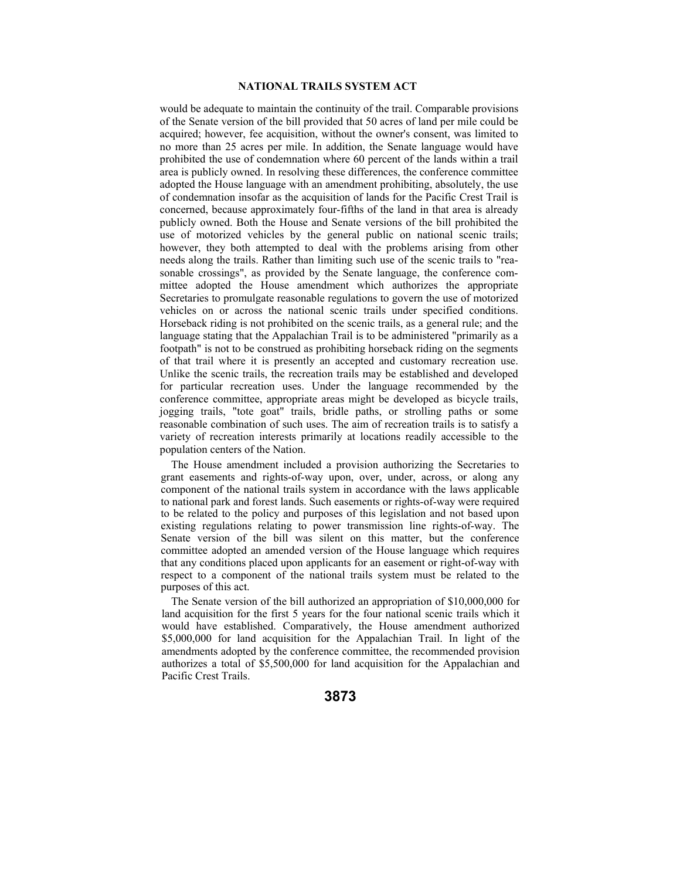would be adequate to maintain the continuity of the trail. Comparable provisions of the Senate version of the bill provided that 50 acres of land per mile could be acquired; however, fee acquisition, without the owner's consent, was limited to no more than 25 acres per mile. In addition, the Senate language would have prohibited the use of condemnation where 60 percent of the lands within a trail area is publicly owned. In resolving these differences, the conference committee adopted the House language with an amendment prohibiting, absolutely, the use of condemnation insofar as the acquisition of lands for the Pacific Crest Trail is concerned, because approximately four-fifths of the land in that area is already publicly owned. Both the House and Senate versions of the bill prohibited the use of motorized vehicles by the general public on national scenic trails; however, they both attempted to deal with the problems arising from other needs along the trails. Rather than limiting such use of the scenic trails to "reasonable crossings", as provided by the Senate language, the conference committee adopted the House amendment which authorizes the appropriate Secretaries to promulgate reasonable regulations to govern the use of motorized vehicles on or across the national scenic trails under specified conditions. Horseback riding is not prohibited on the scenic trails, as a general rule; and the language stating that the Appalachian Trail is to be administered "primarily as a footpath" is not to be construed as prohibiting horseback riding on the segments of that trail where it is presently an accepted and customary recreation use. Unlike the scenic trails, the recreation trails may be established and developed for particular recreation uses. Under the language recommended by the conference committee, appropriate areas might be developed as bicycle trails, jogging trails, "tote goat" trails, bridle paths, or strolling paths or some reasonable combination of such uses. The aim of recreation trails is to satisfy a variety of recreation interests primarily at locations readily accessible to the population centers of the Nation.

The House amendment included a provision authorizing the Secretaries to grant easements and rights-of-way upon, over, under, across, or along any component of the national trails system in accordance with the laws applicable to national park and forest lands. Such easements or rights-of-way were required to be related to the policy and purposes of this legislation and not based upon existing regulations relating to power transmission line rights-of-way. The Senate version of the bill was silent on this matter, but the conference committee adopted an amended version of the House language which requires that any conditions placed upon applicants for an easement or right-of-way with respect to a component of the national trails system must be related to the purposes of this act.

The Senate version of the bill authorized an appropriation of $10,000,000 for land acquisition for the first 5 years for the four national scenic trails which it would have established. Comparatively, the House amendment authorized $5,000,000 for land acquisition for the Appalachian Trail. In light of the amendments adopted by the conference committee, the recommended provision authorizes a total of $5,500,000 for land acquisition for the Appalachian and Pacific Crest Trails.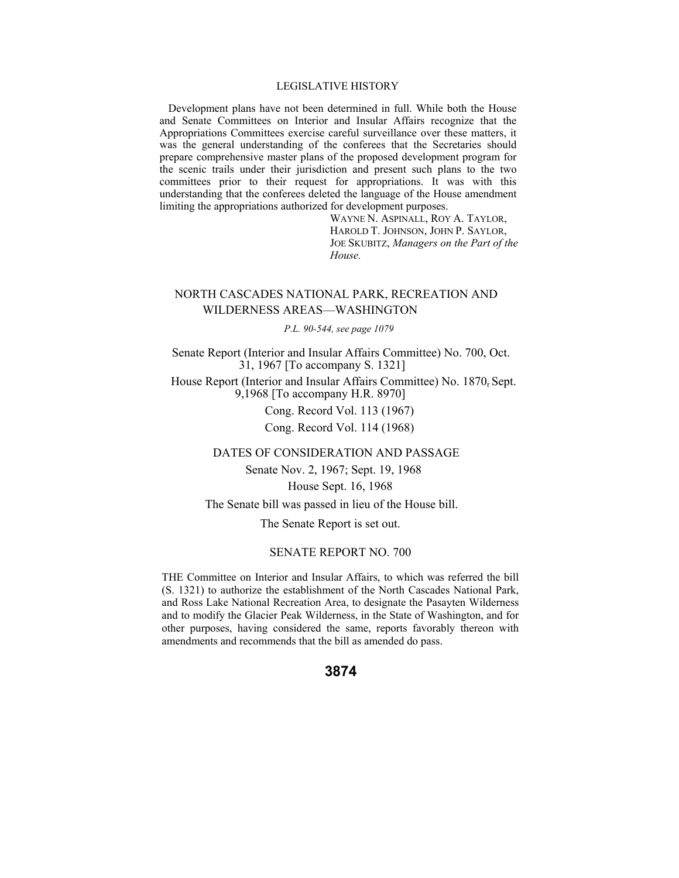Development plans have not been determined in full. While both the House and Senate Committees on Interior and Insular Affairs recognize that the Appropriations Committees exercise careful surveillance over these matters, it was the general understanding of the conferees that the Secretaries should prepare comprehensive master plans of the proposed development program for the scenic trails under their jurisdiction and present such plans to the two committees prior to their request for appropriations. It was with this understanding that the conferees deleted the language of the House amendment limiting the appropriations authorized for development purposes.

WAYNE N. ASPINALL, ROY A. TAYLOR, HAROLD T. JOHNSON, JOHN P. SAYLOR, JOE SKUBITZ, *Managers on the Part of the House.*

## NORTH CASCADES NATIONAL PARK, RECREATION AND WILDERNESS AREAS—WASHINGTON

*P.L. 90-544, see page 1079*

Senate Report (Interior and Insular Affairs Committee) No. 700, Oct. 31, 1967 [To accompany S. 1321]

House Report (Interior and Insular Affairs Committee) No. 1870, Sept. 9,1968 [To accompany H.R. 8970]

Cong. Record Vol. 113 (1967)

Cong. Record Vol. 114 (1968)

DATES OF CONSIDERATION AND PASSAGE

Senate Nov. 2, 1967; Sept. 19, 1968

House Sept. 16, 1968

The Senate bill was passed in lieu of the House bill.

The Senate Report is set out.

### SENATE REPORT NO. 700

THE Committee on Interior and Insular Affairs, to which was referred the bill (S. 1321) to authorize the establishment of the North Cascades National Park, and Ross Lake National Recreation Area, to designate the Pasayten Wilderness and to modify the Glacier Peak Wilderness, in the State of Washington, and for other purposes, having considered the same, reports favorably thereon with amendments and recommends that the bill as amended do pass.